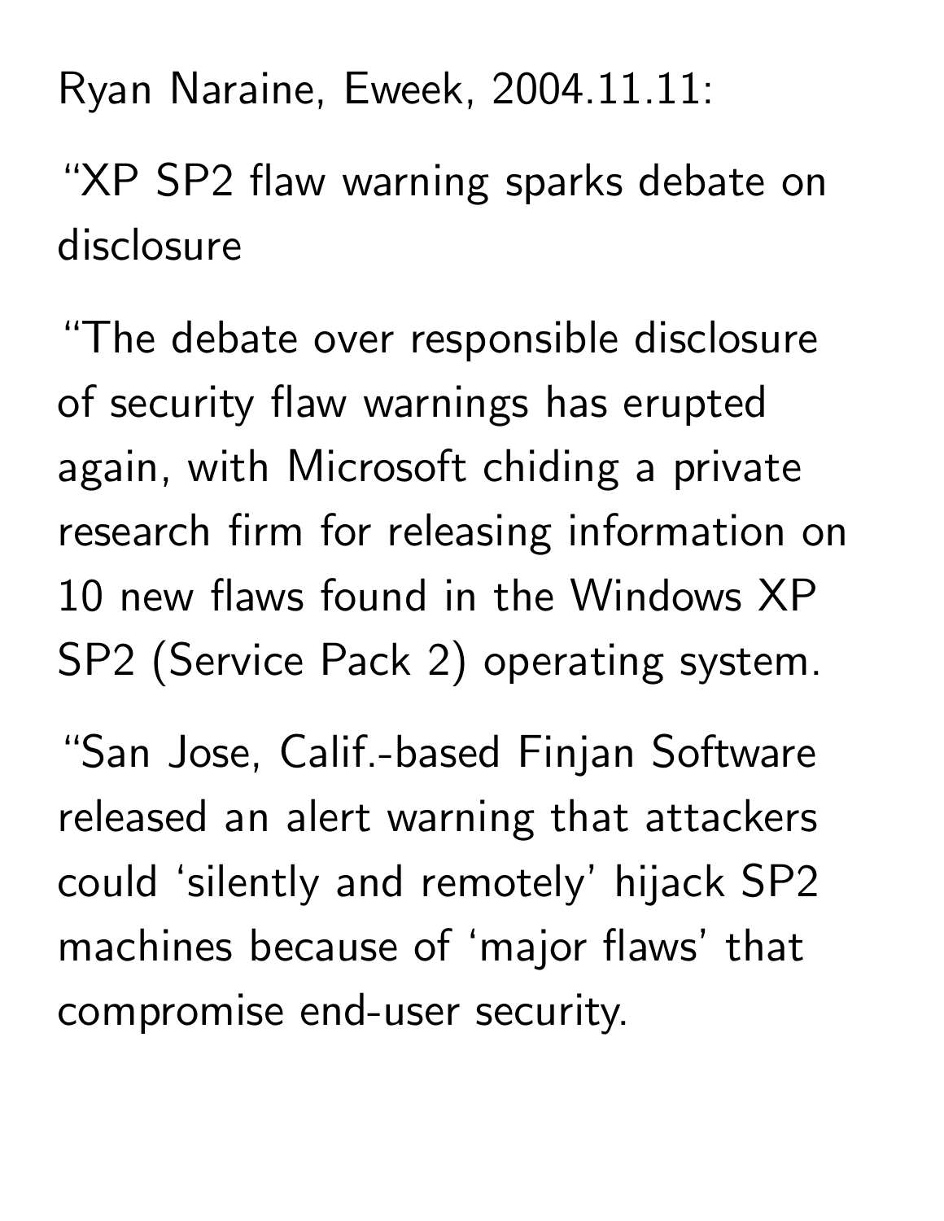Ryan Naraine, Eweek, 2004.11.11:

“XP SP2 flaw warning sparks debate on disclosure

“The debate over responsible disclosure of security flaw warnings has erupted again, with Microsoft chiding a private research firm for releasing information on 10 new flaws found in the Windows XP SP2 (Service Pack 2) operating system.

“San Jose, Calif.-based Finjan Software released an alert warning that attackers could ‘silently and remotely’ hijack SP2 machines because of ‘major flaws’ that compromise end-user security.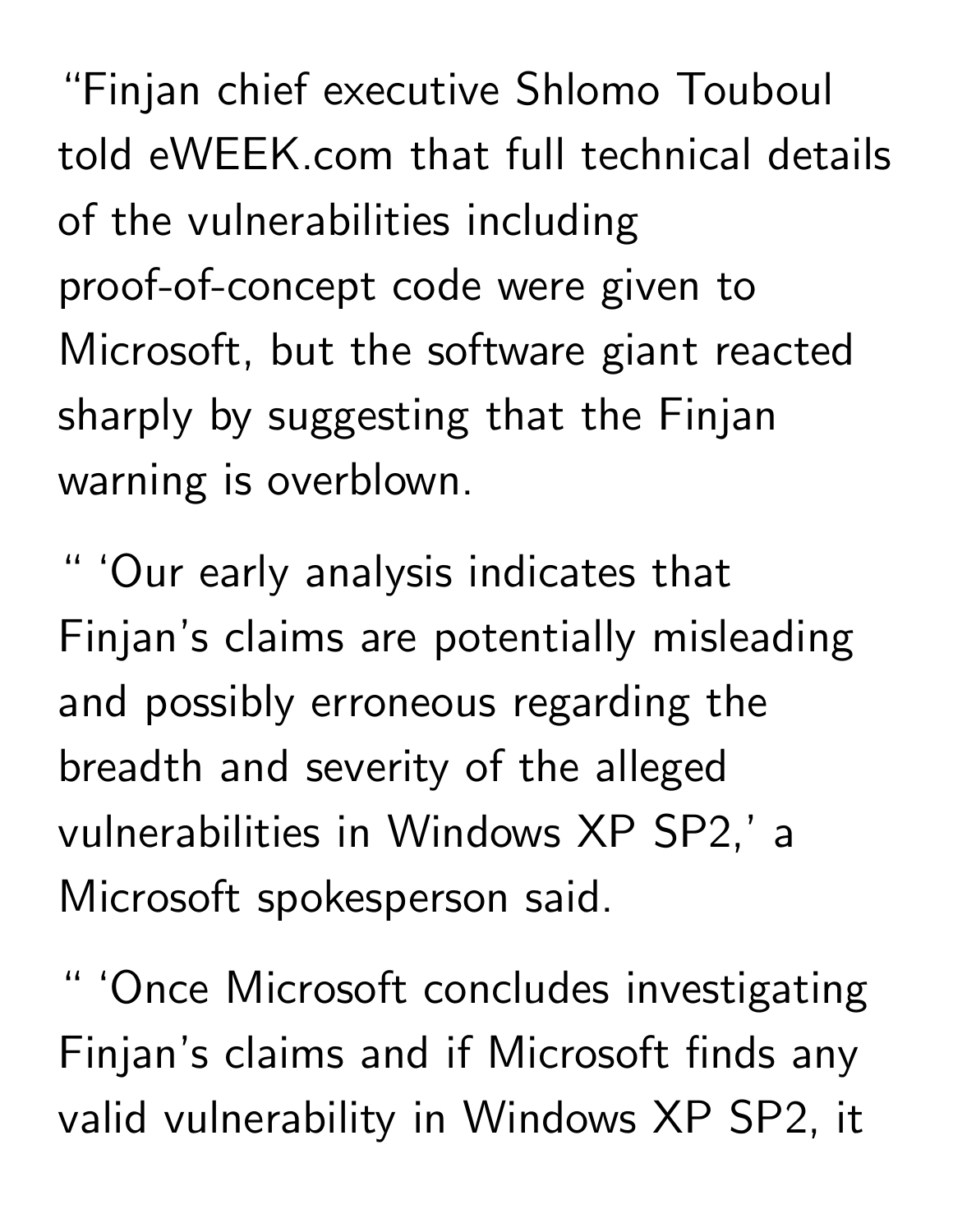“Finjan chief executive Shlomo Touboul told eWEEK.com that full technical details of the vulnerabilities including proof-of-concept code were given to Microsoft, but the software giant reacted sharply by suggesting that the Finjan warning is overblown.

“ ‘Our early analysis indicates that Finjan’s claims are potentially misleading and possibly erroneous regarding the breadth and severity of the alleged vulnerabilities in Windows XP SP2,’ a Microsoft spokesperson said.

“ ‘Once Microsoft concludes investigating Finjan’s claims and if Microsoft finds any valid vulnerability in Windows XP SP2, it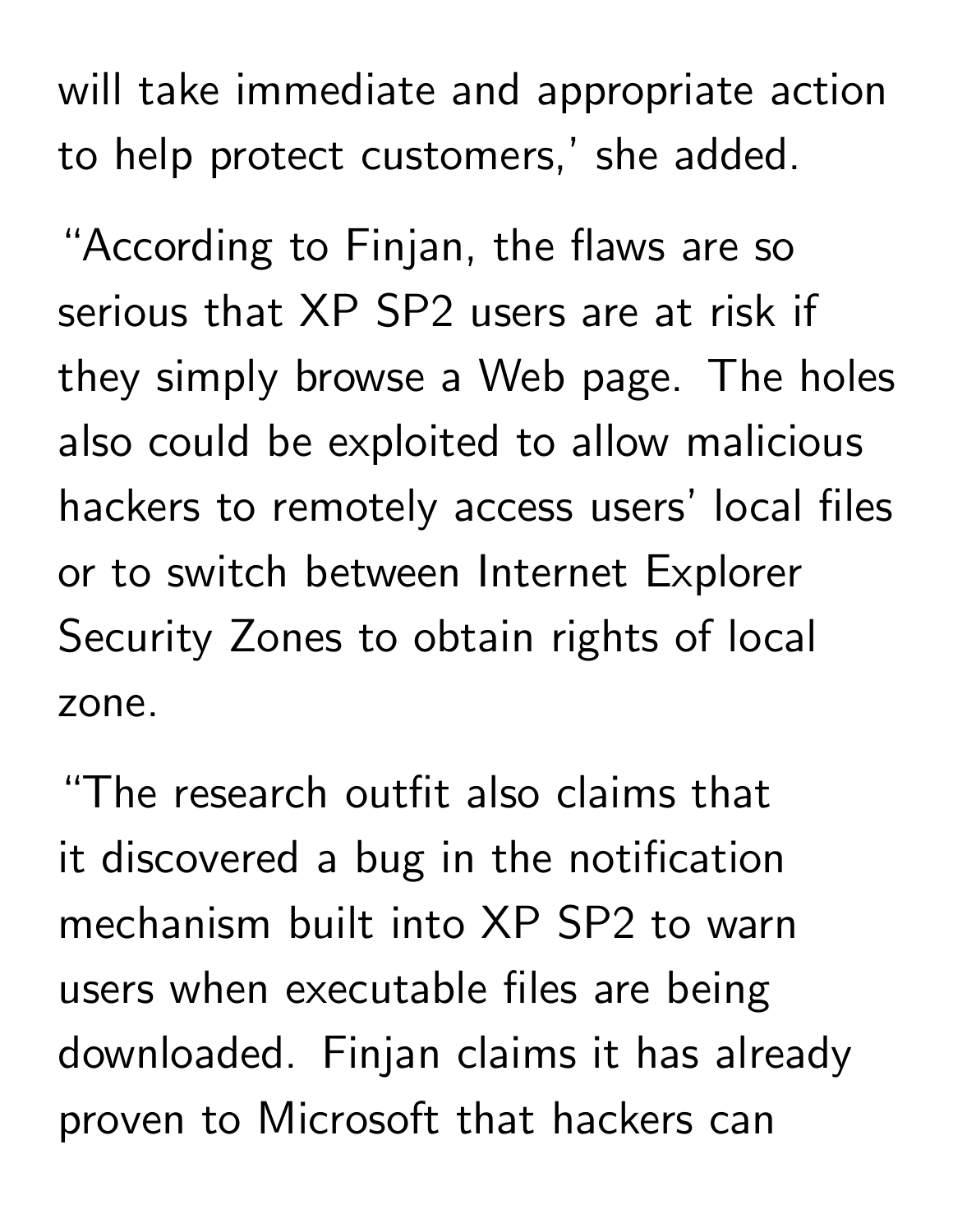will take immediate and appropriate action to help protect customers,' she added.

"According to Finjan, the flaws are so serious that XP SP2 users are at risk if they simply browse a Web page. The holes also could be exploited to allow malicious hackers to remotely access users' local files or to switch between Internet Explorer Security Zones to obtain rights of local zone.

"The research outfit also claims that it discovered a bug in the notification mechanism built into XP SP2 to warn users when executable files are being downloaded. Finjan claims it has already proven to Microsoft that hackers can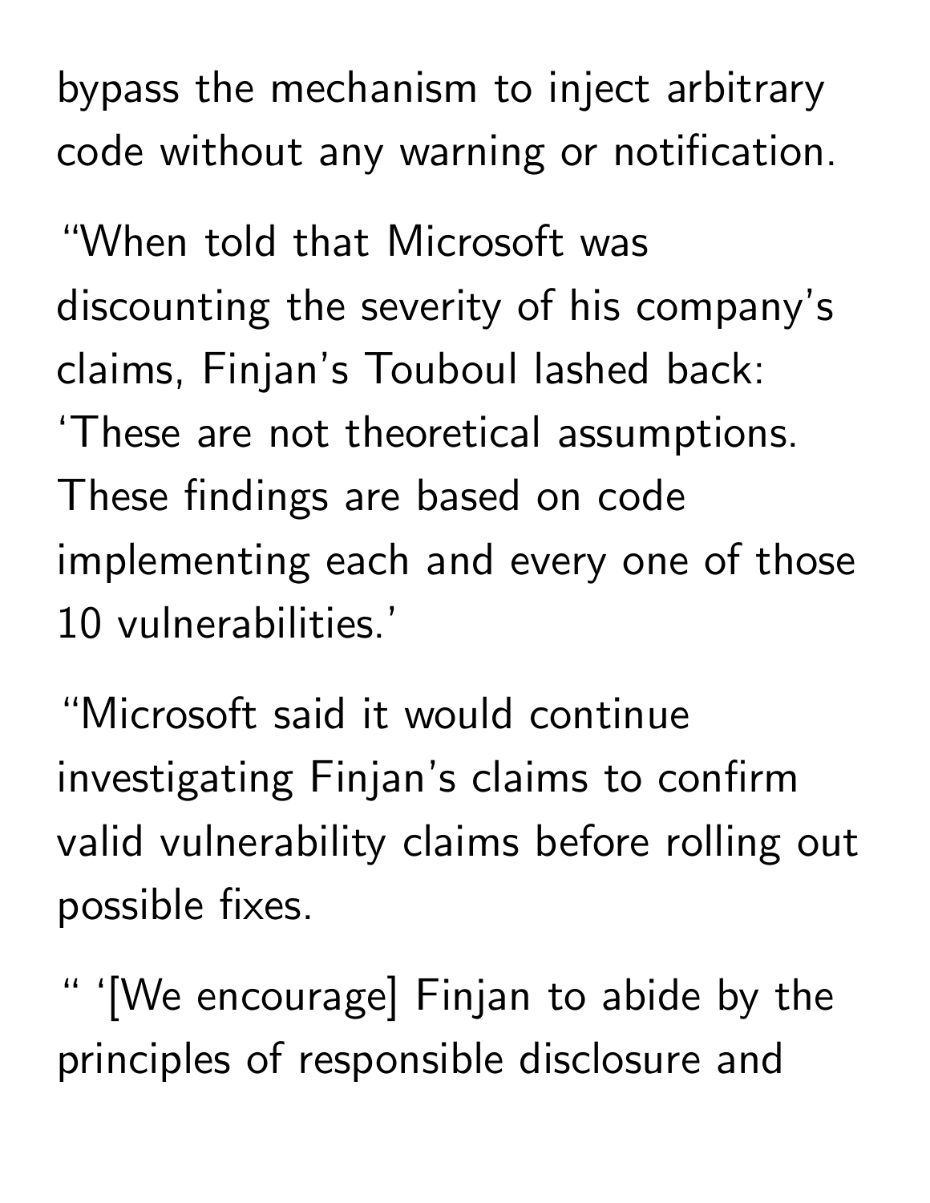bypass the mechanism to inject arbitrary code without any warning or notification.

“When told that Microsoft was discounting the severity of his company’s claims, Finjan’s Touboul lashed back: ‘These are not theoretical assumptions. These findings are based on code implementing each and every one of those 10 vulnerabilities.’

“Microsoft said it would continue investigating Finjan’s claims to confirm valid vulnerability claims before rolling out possible fixes.

“ ‘[We encourage] Finjan to abide by the principles of responsible disclosure and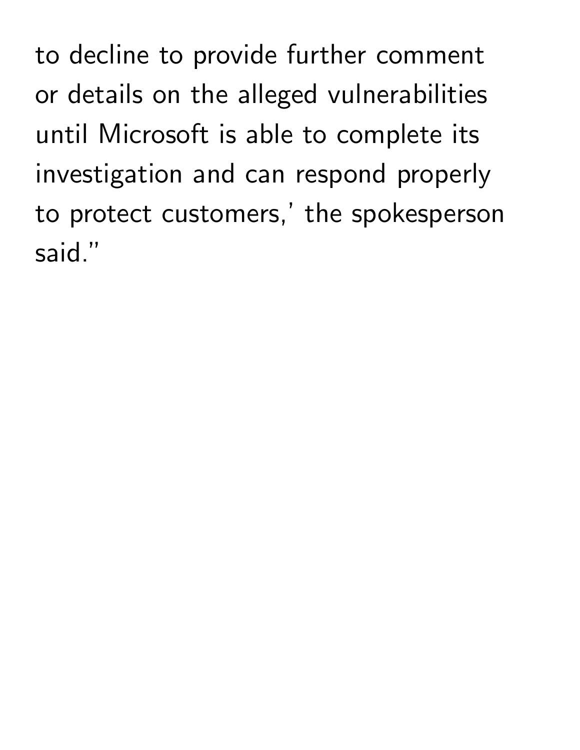to decline to provide further comment or details on the alleged vulnerabilities until Microsoft is able to complete its investigation and can respond properly to protect customers,' the spokesperson said."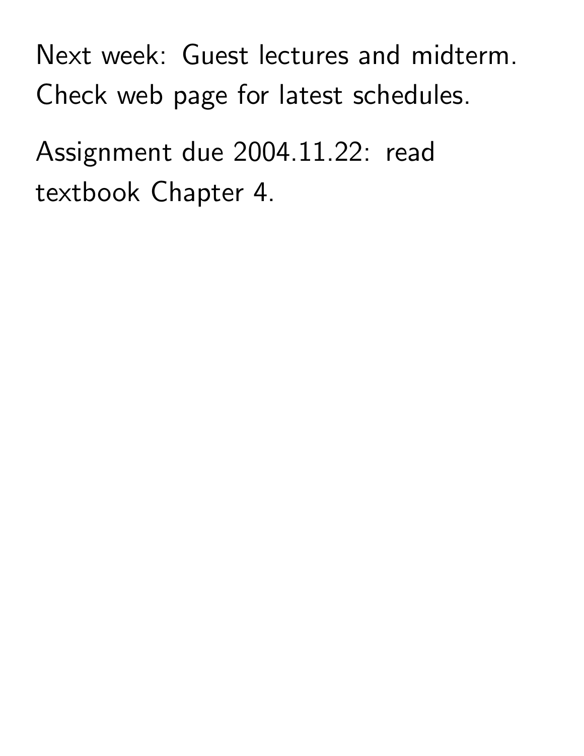Next week: Guest lectures and midterm. Check web page for latest schedules.

Assignment due 2004.11.22: read textbook Chapter 4.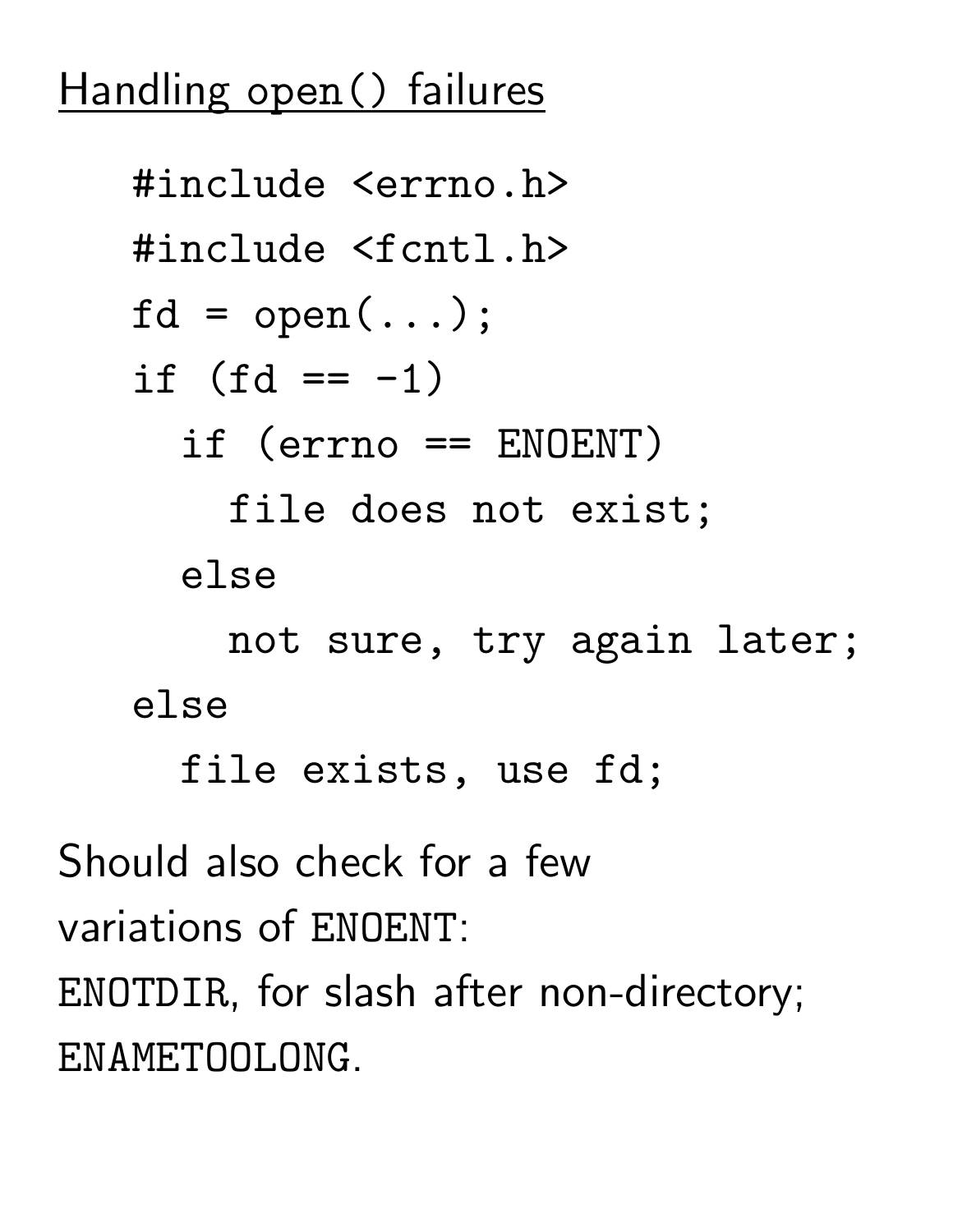## Handling open() failures

```
#include <errno.h>
#include <fcntl.h>
fd = open(...);
if (fd == -1)
  if (errno == ENOENT)
    file does not exist;
  else
    not sure, try again later;
else
  file exists, use fd;
```

Should also check for a few variations of `ENOENT`:
`ENOTDIR`, for slash after non-directory;
`ENAMETOOLONG`.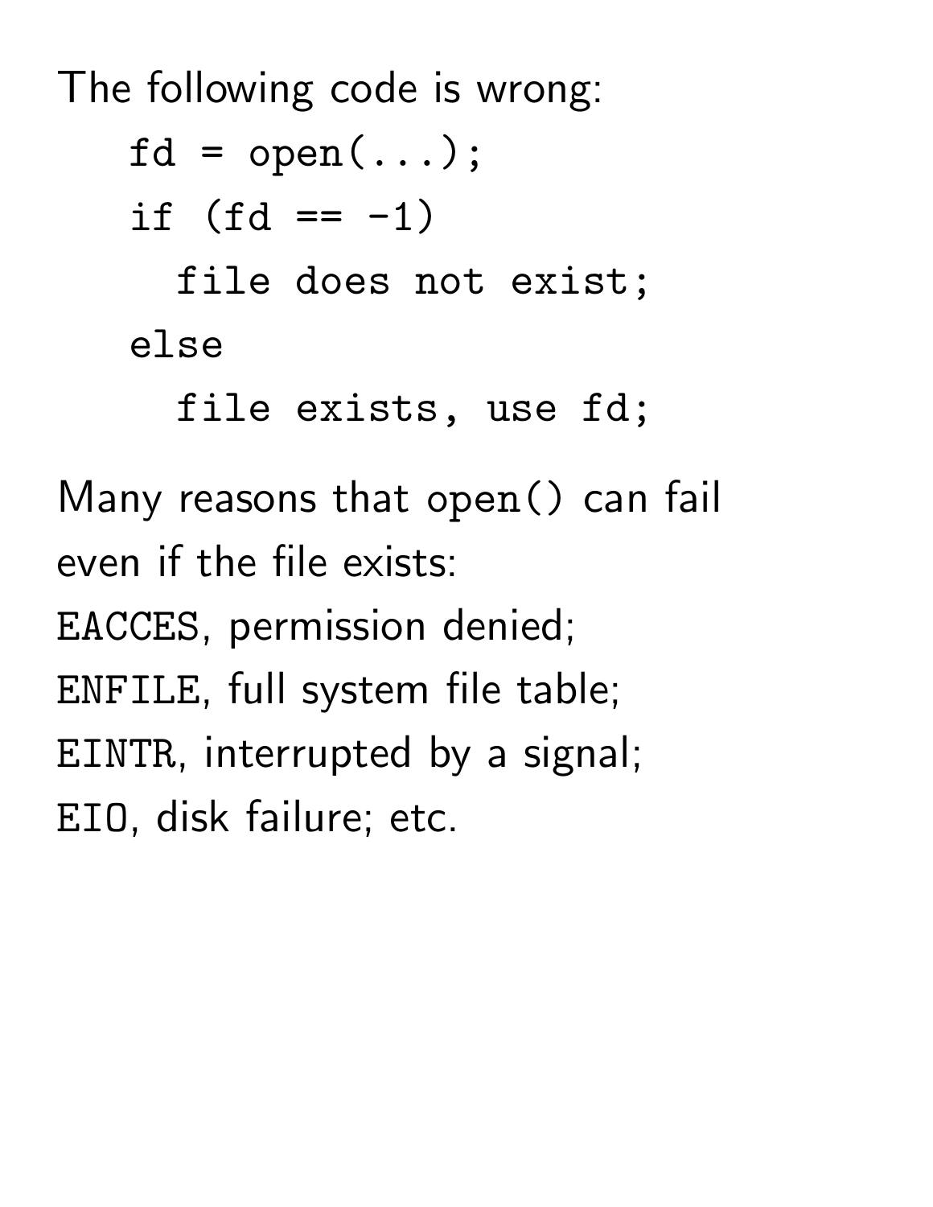The following code is wrong:

```
fd = open(...);
if (fd == -1)
  file does not exist;
else
  file exists, use fd;
```

Many reasons that `open()` can fail even if the file exists:
`EACCES`, permission denied;
`ENFILE`, full system file table;
`EINTR`, interrupted by a signal;
`EIO`, disk failure; etc.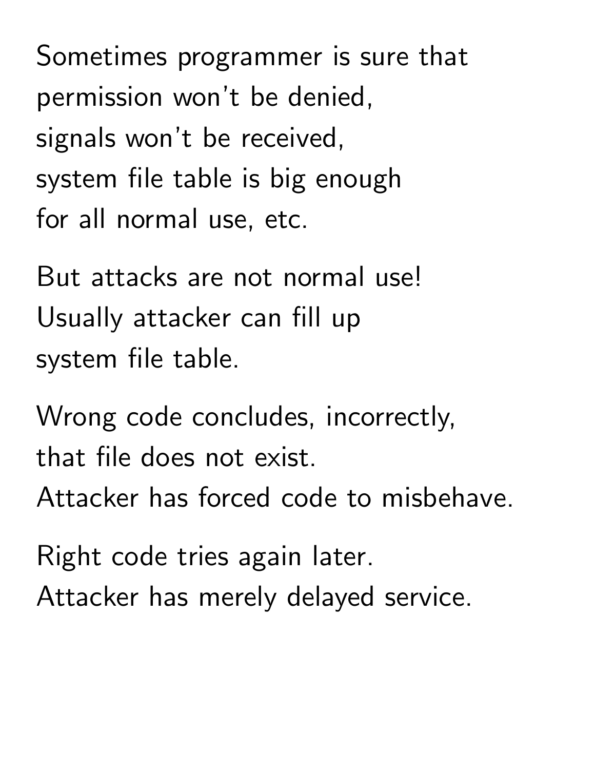Sometimes programmer is sure that
permission won't be denied,
signals won't be received,
system file table is big enough
for all normal use, etc.

But attacks are not normal use!
Usually attacker can fill up
system file table.

Wrong code concludes, incorrectly,
that file does not exist.
Attacker has forced code to misbehave.

Right code tries again later.
Attacker has merely delayed service.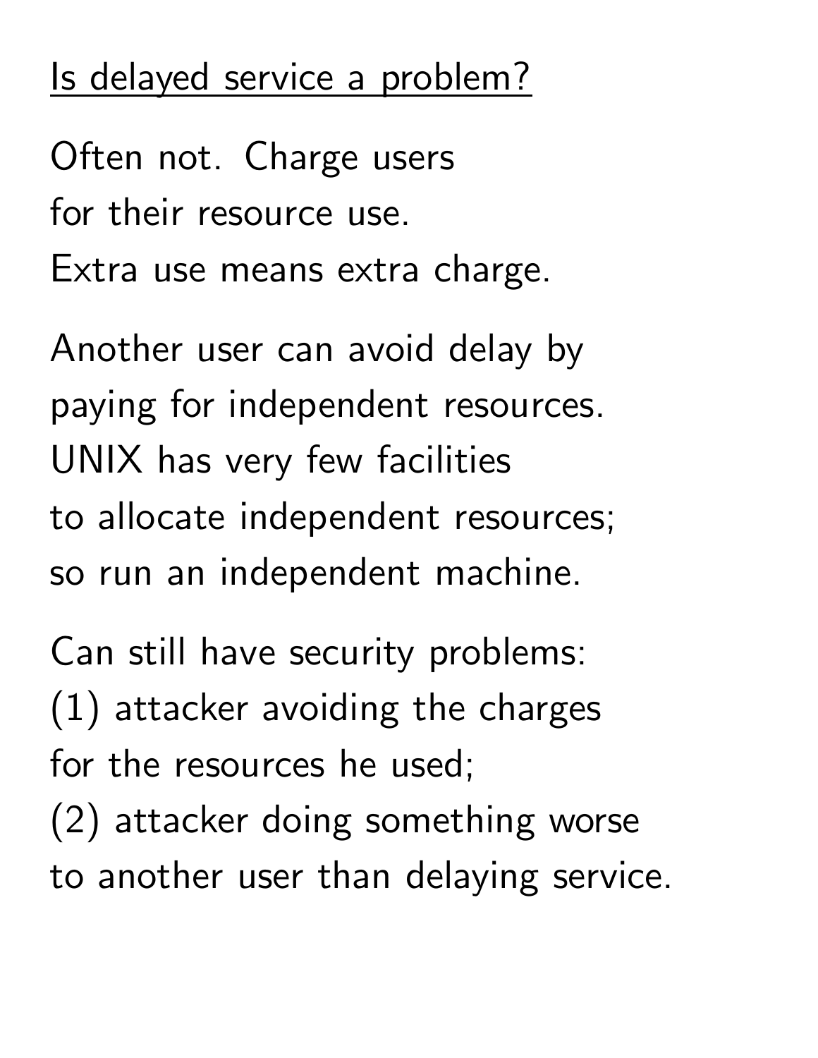## Is delayed service a problem?

Often not. Charge users
for their resource use.
Extra use means extra charge.

Another user can avoid delay by
paying for independent resources.
UNIX has very few facilities
to allocate independent resources;
so run an independent machine.

Can still have security problems:
(1) attacker avoiding the charges
for the resources he used;
(2) attacker doing something worse
to another user than delaying service.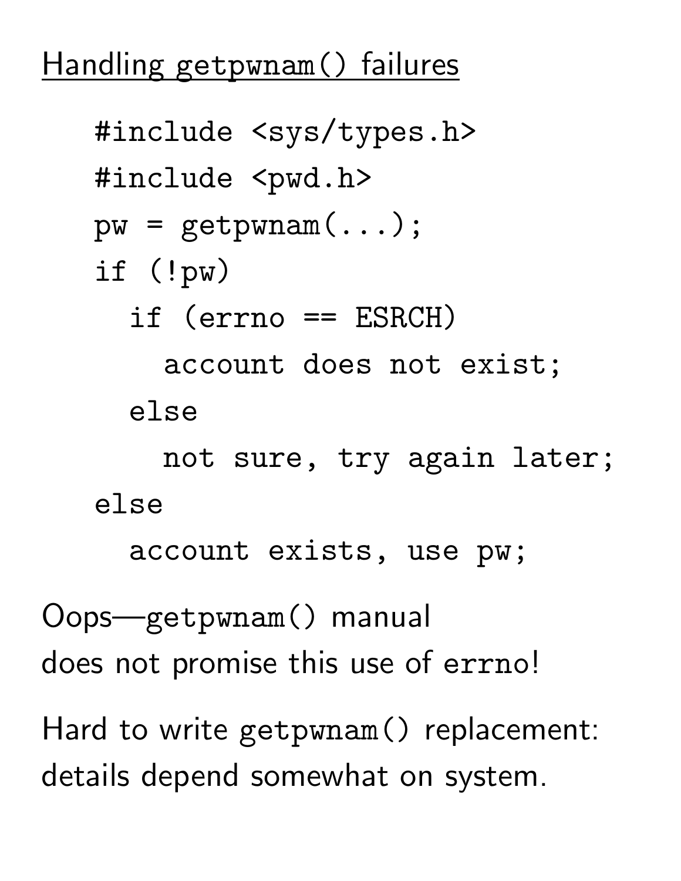## Handling `getpwnam()` failures

```
#include <sys/types.h>
#include <pwd.h>
pw = getpwnam(...);
if (!pw)
  if (errno == ESRCH)
    account does not exist;
  else
    not sure, try again later;
else
  account exists, use pw;
```

Oops—`getpwnam()` manual
does not promise this use of `errno`!

Hard to write `getpwnam()` replacement:
details depend somewhat on system.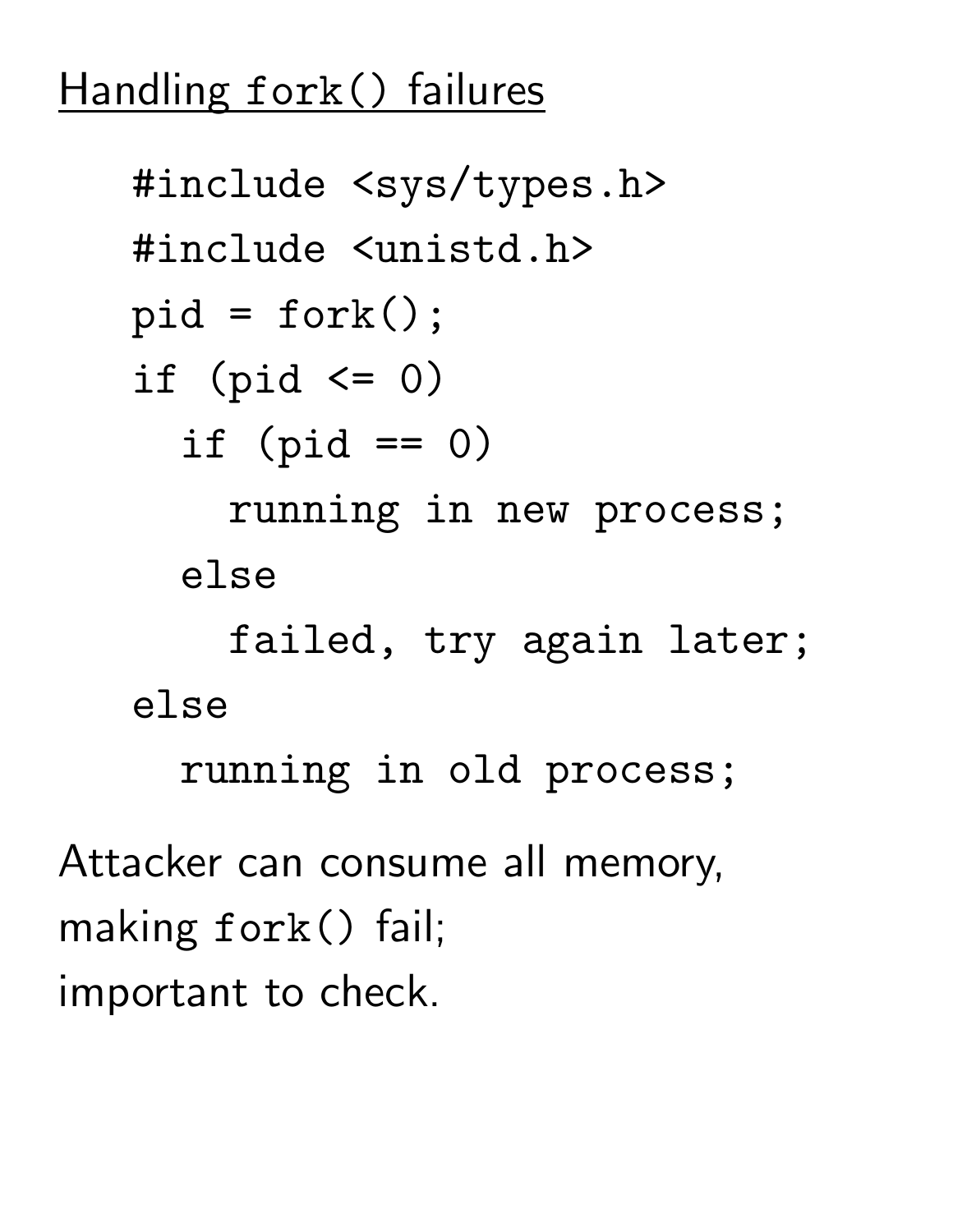# Handling `fork()` failures

```
#include <sys/types.h>
#include <unistd.h>
pid = fork();
if (pid <= 0)
  if (pid == 0)
    running in new process;
  else
    failed, try again later;
else
  running in old process;
```

Attacker can consume all memory,
making `fork()` fail;
important to check.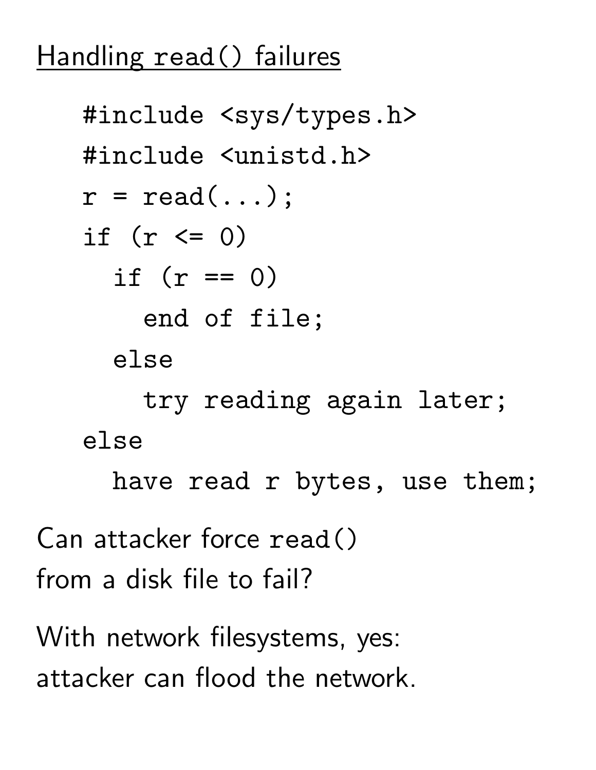## Handling read() failures

```
#include <sys/types.h>
#include <unistd.h>
r = read(...);
if (r <= 0)
  if (r == 0)
    end of file;
  else
    try reading again later;
else
  have read r bytes, use them;
```

Can attacker force read() from a disk file to fail?

With network filesystems, yes: attacker can flood the network.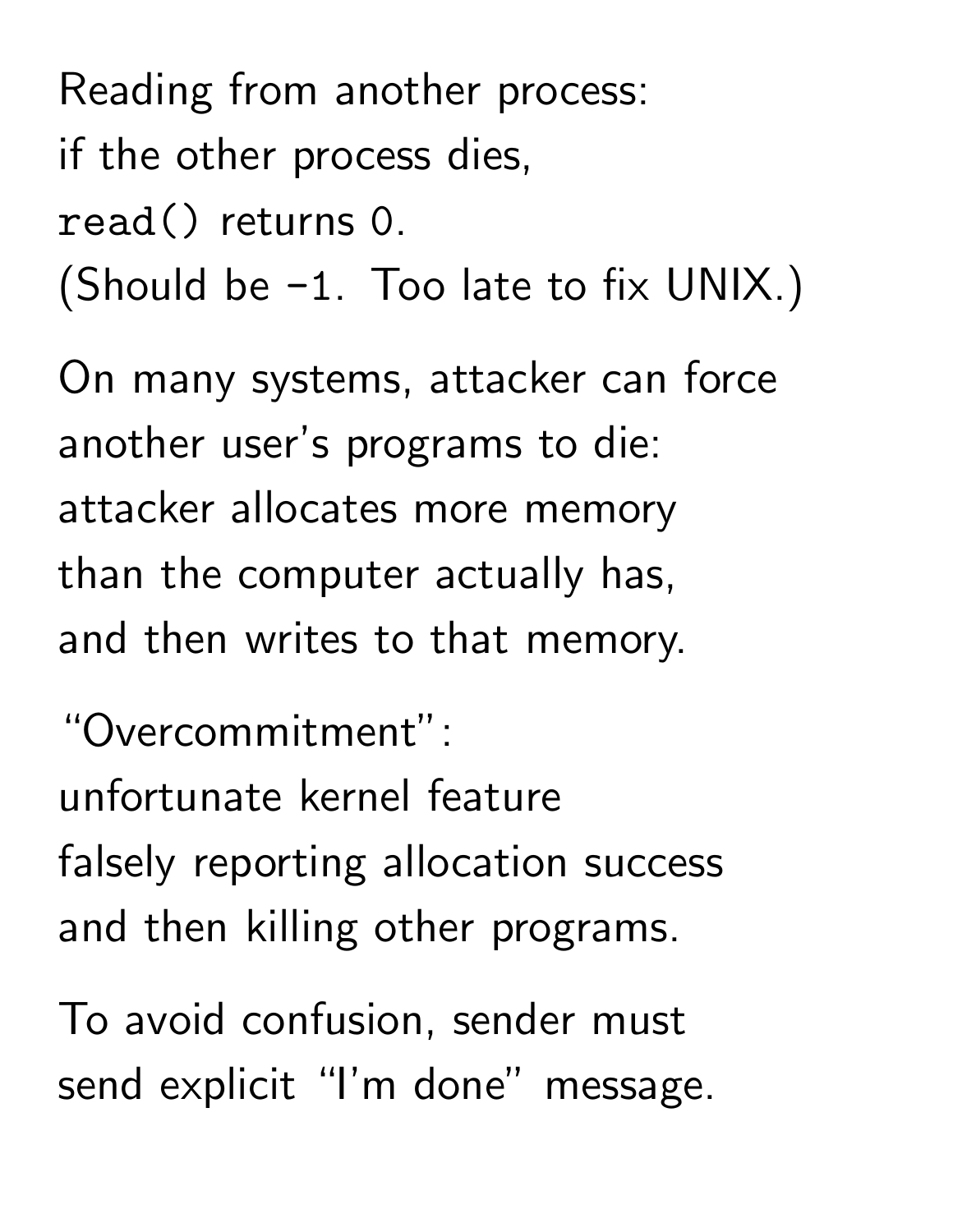Reading from another process:
if the other process dies,
`read()` returns 0.
(Should be `-1`. Too late to fix UNIX.)

On many systems, attacker can force
another user's programs to die:
attacker allocates more memory
than the computer actually has,
and then writes to that memory.

"Overcommitment":
unfortunate kernel feature
falsely reporting allocation success
and then killing other programs.

To avoid confusion, sender must
send explicit "I'm done" message.